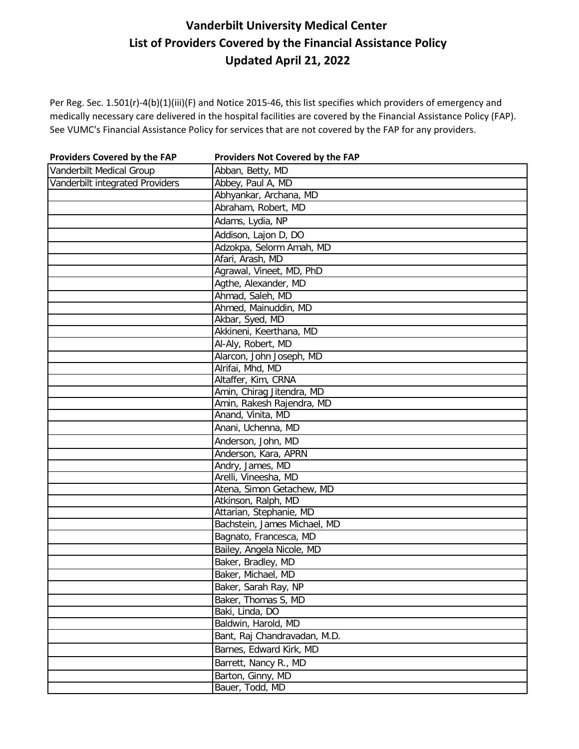# Vanderbilt University Medical Center
# List of Providers Covered by the Financial Assistance Policy
# Updated April 21, 2022

Per Reg. Sec. 1.501(r)-4(b)(1)(iii)(F) and Notice 2015-46, this list specifies which providers of emergency and medically necessary care delivered in the hospital facilities are covered by the Financial Assistance Policy (FAP). See VUMC's Financial Assistance Policy for services that are not covered by the FAP for any providers.

| Providers Covered by the FAP | Providers Not Covered by the FAP |
|---|---|
| Vanderbilt Medical Group | Abban, Betty, MD |
| Vanderbilt integrated Providers | Abbey, Paul A, MD |
| | Abhyankar, Archana, MD |
| | Abraham, Robert, MD |
| | Adams, Lydia, NP |
| | Addison, Lajon D, DO |
| | Adzokpa, Selorm Amah, MD |
| | Afari, Arash, MD |
| | Agrawal, Vineet, MD, PhD |
| | Agthe, Alexander, MD |
| | Ahmad, Saleh, MD |
| | Ahmed, Mainuddin, MD |
| | Akbar, Syed, MD |
| | Akkineni, Keerthana, MD |
| | Al-Aly, Robert, MD |
| | Alarcon, John Joseph, MD |
| | Alrifai, Mhd, MD |
| | Altaffer, Kim, CRNA |
| | Amin, Chirag Jitendra, MD |
| | Amin, Rakesh Rajendra, MD |
| | Anand, Vinita, MD |
| | Anani, Uchenna, MD |
| | Anderson, John, MD |
| | Anderson, Kara, APRN |
| | Andry, James, MD |
| | Arelli, Vineesha, MD |
| | Atena, Simon Getachew, MD |
| | Atkinson, Ralph, MD |
| | Attarian, Stephanie, MD |
| | Bachstein, James Michael, MD |
| | Bagnato, Francesca, MD |
| | Bailey, Angela Nicole, MD |
| | Baker, Bradley, MD |
| | Baker, Michael, MD |
| | Baker, Sarah Ray, NP |
| | Baker, Thomas S, MD |
| | Baki, Linda, DO |
| | Baldwin, Harold, MD |
| | Bant, Raj Chandravadan, M.D. |
| | Barnes, Edward Kirk, MD |
| | Barrett, Nancy R., MD |
| | Barton, Ginny, MD |
| | Bauer, Todd, MD |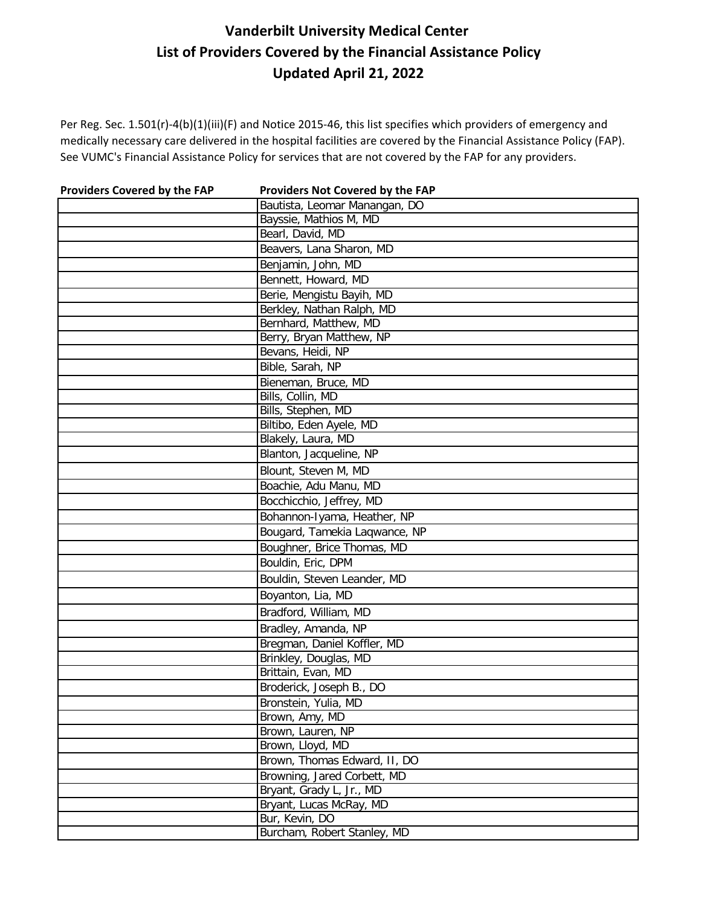# Vanderbilt University Medical Center
# List of Providers Covered by the Financial Assistance Policy
# Updated April 21, 2022

Per Reg. Sec. 1.501(r)-4(b)(1)(iii)(F) and Notice 2015-46, this list specifies which providers of emergency and medically necessary care delivered in the hospital facilities are covered by the Financial Assistance Policy (FAP). See VUMC's Financial Assistance Policy for services that are not covered by the FAP for any providers.

| Providers Covered by the FAP | Providers Not Covered by the FAP |
|---|---|
| | Bautista, Leomar Manangan, DO |
| | Bayssie, Mathios M, MD |
| | Bearl, David, MD |
| | Beavers, Lana Sharon, MD |
| | Benjamin, John, MD |
| | Bennett, Howard, MD |
| | Berie, Mengistu Bayih, MD |
| | Berkley, Nathan Ralph, MD |
| | Bernhard, Matthew, MD |
| | Berry, Bryan Matthew, NP |
| | Bevans, Heidi, NP |
| | Bible, Sarah, NP |
| | Bieneman, Bruce, MD |
| | Bills, Collin, MD |
| | Bills, Stephen, MD |
| | Biltibo, Eden Ayele, MD |
| | Blakely, Laura, MD |
| | Blanton, Jacqueline, NP |
| | Blount, Steven M, MD |
| | Boachie, Adu Manu, MD |
| | Bocchicchio, Jeffrey, MD |
| | Bohannon-Iyama, Heather, NP |
| | Bougard, Tamekia Laqwance, NP |
| | Boughner, Brice Thomas, MD |
| | Bouldin, Eric, DPM |
| | Bouldin, Steven Leander, MD |
| | Boyanton, Lia, MD |
| | Bradford, William, MD |
| | Bradley, Amanda, NP |
| | Bregman, Daniel Koffler, MD |
| | Brinkley, Douglas, MD |
| | Brittain, Evan, MD |
| | Broderick, Joseph B., DO |
| | Bronstein, Yulia, MD |
| | Brown, Amy, MD |
| | Brown, Lauren, NP |
| | Brown, Lloyd, MD |
| | Brown, Thomas Edward, II, DO |
| | Browning, Jared Corbett, MD |
| | Bryant, Grady L, Jr., MD |
| | Bryant, Lucas McRay, MD |
| | Bur, Kevin, DO |
| | Burcham, Robert Stanley, MD |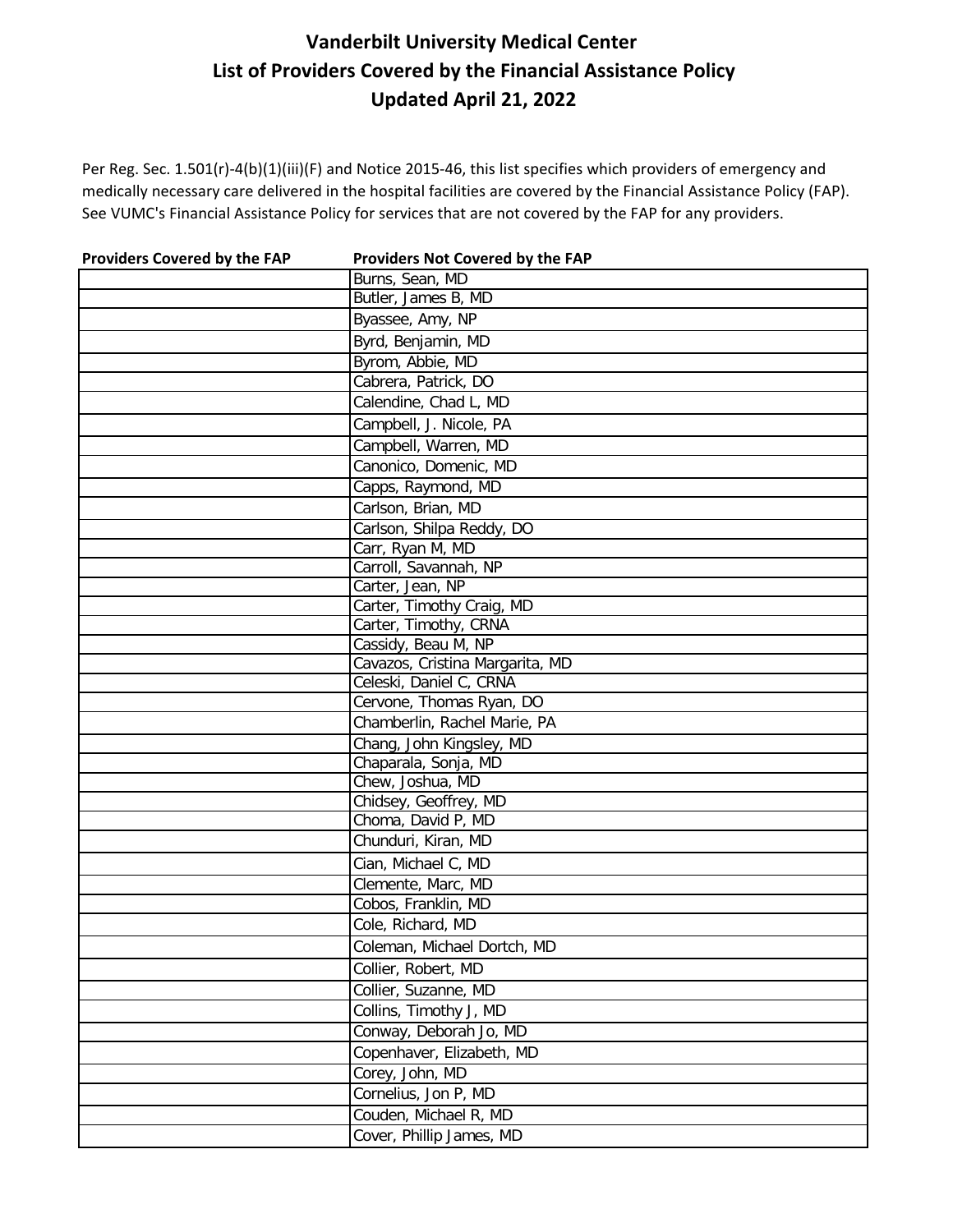# Vanderbilt University Medical Center
## List of Providers Covered by the Financial Assistance Policy
### Updated April 21, 2022

Per Reg. Sec. 1.501(r)-4(b)(1)(iii)(F) and Notice 2015-46, this list specifies which providers of emergency and medically necessary care delivered in the hospital facilities are covered by the Financial Assistance Policy (FAP). See VUMC's Financial Assistance Policy for services that are not covered by the FAP for any providers.

| Providers Covered by the FAP | Providers Not Covered by the FAP |
|---|---|
| | Burns, Sean, MD |
| | Butler, James B, MD |
| | Byassee, Amy, NP |
| | Byrd, Benjamin, MD |
| | Byrom, Abbie, MD |
| | Cabrera, Patrick, DO |
| | Calendine, Chad L, MD |
| | Campbell, J. Nicole, PA |
| | Campbell, Warren, MD |
| | Canonico, Domenic, MD |
| | Capps, Raymond, MD |
| | Carlson, Brian, MD |
| | Carlson, Shilpa Reddy, DO |
| | Carr, Ryan M, MD |
| | Carroll, Savannah, NP |
| | Carter, Jean, NP |
| | Carter, Timothy Craig, MD |
| | Carter, Timothy, CRNA |
| | Cassidy, Beau M, NP |
| | Cavazos, Cristina Margarita, MD |
| | Celeski, Daniel C, CRNA |
| | Cervone, Thomas Ryan, DO |
| | Chamberlin, Rachel Marie, PA |
| | Chang, John Kingsley, MD |
| | Chaparala, Sonja, MD |
| | Chew, Joshua, MD |
| | Chidsey, Geoffrey, MD |
| | Choma, David P, MD |
| | Chunduri, Kiran, MD |
| | Cian, Michael C, MD |
| | Clemente, Marc, MD |
| | Cobos, Franklin, MD |
| | Cole, Richard, MD |
| | Coleman, Michael Dortch, MD |
| | Collier, Robert, MD |
| | Collier, Suzanne, MD |
| | Collins, Timothy J, MD |
| | Conway, Deborah Jo, MD |
| | Copenhaver, Elizabeth, MD |
| | Corey, John, MD |
| | Cornelius, Jon P, MD |
| | Couden, Michael R, MD |
| | Cover, Phillip James, MD |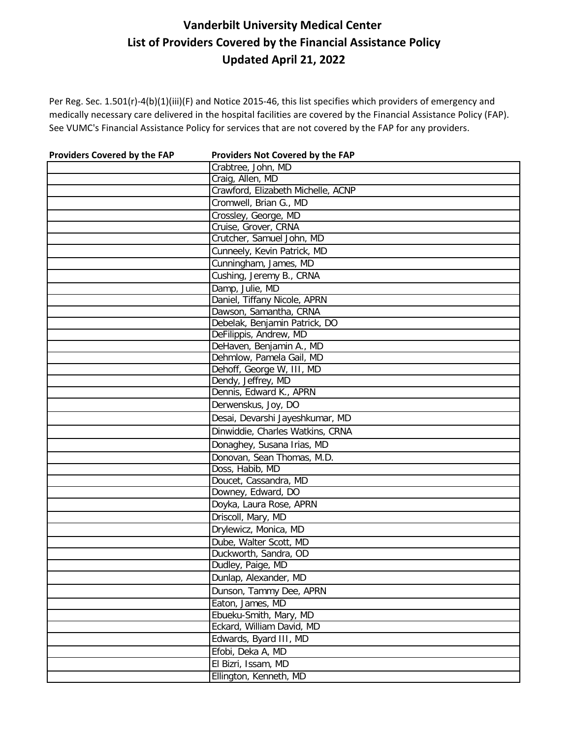# Vanderbilt University Medical Center
# List of Providers Covered by the Financial Assistance Policy
# Updated April 21, 2022

Per Reg. Sec. 1.501(r)-4(b)(1)(iii)(F) and Notice 2015-46, this list specifies which providers of emergency and medically necessary care delivered in the hospital facilities are covered by the Financial Assistance Policy (FAP). See VUMC's Financial Assistance Policy for services that are not covered by the FAP for any providers.

| Providers Covered by the FAP | Providers Not Covered by the FAP |
|---|---|
| | Crabtree, John, MD |
| | Craig, Allen, MD |
| | Crawford, Elizabeth Michelle, ACNP |
| | Cromwell, Brian G., MD |
| | Crossley, George, MD |
| | Cruise, Grover, CRNA |
| | Crutcher, Samuel John, MD |
| | Cunneely, Kevin Patrick, MD |
| | Cunningham, James, MD |
| | Cushing, Jeremy B., CRNA |
| | Damp, Julie, MD |
| | Daniel, Tiffany Nicole, APRN |
| | Dawson, Samantha, CRNA |
| | Debelak, Benjamin Patrick, DO |
| | DeFilippis, Andrew, MD |
| | DeHaven, Benjamin A., MD |
| | Dehmlow, Pamela Gail, MD |
| | Dehoff, George W, III, MD |
| | Dendy, Jeffrey, MD |
| | Dennis, Edward K., APRN |
| | Derwenskus, Joy, DO |
| | Desai, Devarshi Jayeshkumar, MD |
| | Dinwiddie, Charles Watkins, CRNA |
| | Donaghey, Susana Irias, MD |
| | Donovan, Sean Thomas, M.D. |
| | Doss, Habib, MD |
| | Doucet, Cassandra, MD |
| | Downey, Edward, DO |
| | Doyka, Laura Rose, APRN |
| | Driscoll, Mary, MD |
| | Drylewicz, Monica, MD |
| | Dube, Walter Scott, MD |
| | Duckworth, Sandra, OD |
| | Dudley, Paige, MD |
| | Dunlap, Alexander, MD |
| | Dunson, Tammy Dee, APRN |
| | Eaton, James, MD |
| | Ebueku-Smith, Mary, MD |
| | Eckard, William David, MD |
| | Edwards, Byard III, MD |
| | Efobi, Deka A, MD |
| | El Bizri, Issam, MD |
| | Ellington, Kenneth, MD |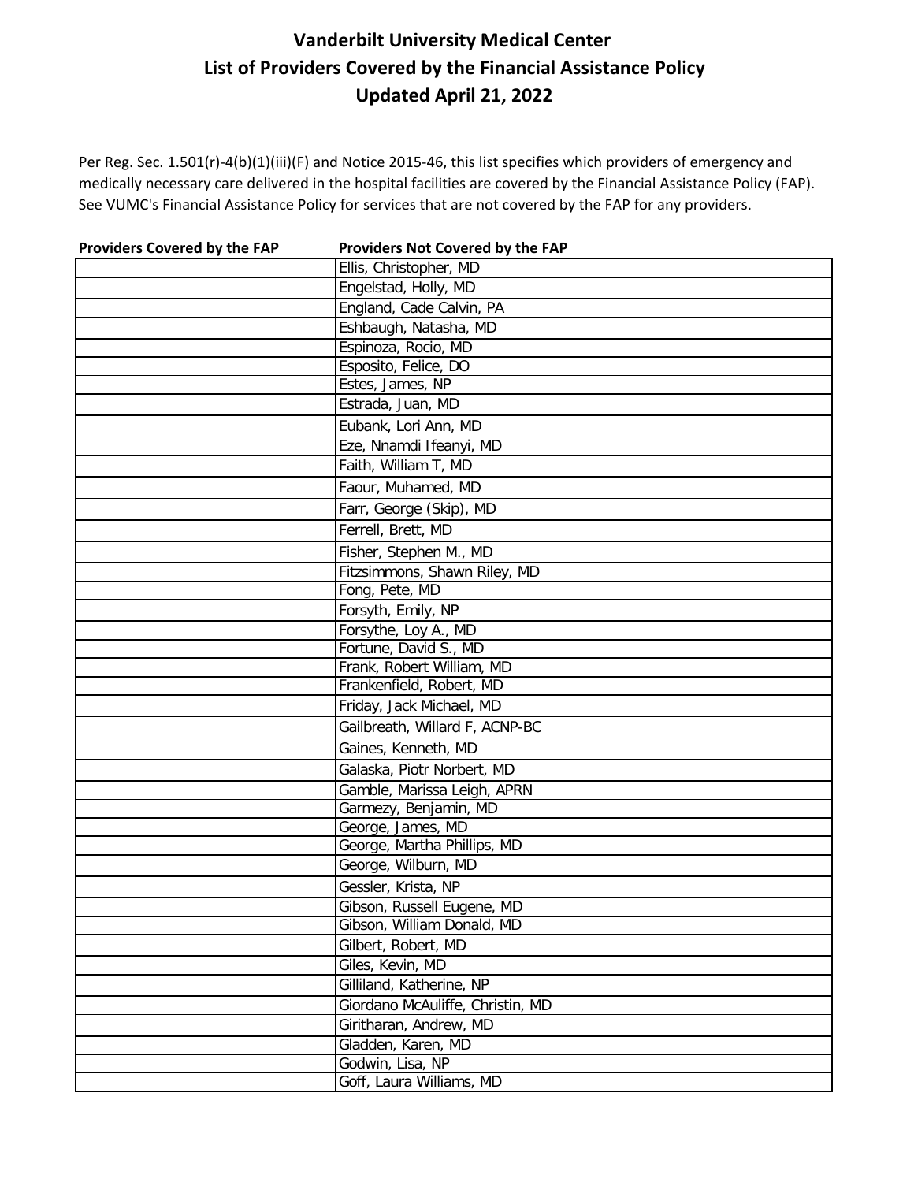# Vanderbilt University Medical Center
## List of Providers Covered by the Financial Assistance Policy
### Updated April 21, 2022

Per Reg. Sec. 1.501(r)-4(b)(1)(iii)(F) and Notice 2015-46, this list specifies which providers of emergency and medically necessary care delivered in the hospital facilities are covered by the Financial Assistance Policy (FAP). See VUMC's Financial Assistance Policy for services that are not covered by the FAP for any providers.

| Providers Covered by the FAP | Providers Not Covered by the FAP |
| --- | --- |
| | Ellis, Christopher, MD |
| | Engelstad, Holly, MD |
| | England, Cade Calvin, PA |
| | Eshbaugh, Natasha, MD |
| | Espinoza, Rocio, MD |
| | Esposito, Felice, DO |
| | Estes, James, NP |
| | Estrada, Juan, MD |
| | Eubank, Lori Ann, MD |
| | Eze, Nnamdi Ifeanyi, MD |
| | Faith, William T, MD |
| | Faour, Muhamed, MD |
| | Farr, George (Skip), MD |
| | Ferrell, Brett, MD |
| | Fisher, Stephen M., MD |
| | Fitzsimmons, Shawn Riley, MD |
| | Fong, Pete, MD |
| | Forsyth, Emily, NP |
| | Forsythe, Loy A., MD |
| | Fortune, David S., MD |
| | Frank, Robert William, MD |
| | Frankenfield, Robert, MD |
| | Friday, Jack Michael, MD |
| | Gailbreath, Willard F, ACNP-BC |
| | Gaines, Kenneth, MD |
| | Galaska, Piotr Norbert, MD |
| | Gamble, Marissa Leigh, APRN |
| | Garmezy, Benjamin, MD |
| | George, James, MD |
| | George, Martha Phillips, MD |
| | George, Wilburn, MD |
| | Gessler, Krista, NP |
| | Gibson, Russell Eugene, MD |
| | Gibson, William Donald, MD |
| | Gilbert, Robert, MD |
| | Giles, Kevin, MD |
| | Gilliland, Katherine, NP |
| | Giordano McAuliffe, Christin, MD |
| | Giritharan, Andrew, MD |
| | Gladden, Karen, MD |
| | Godwin, Lisa, NP |
| | Goff, Laura Williams, MD |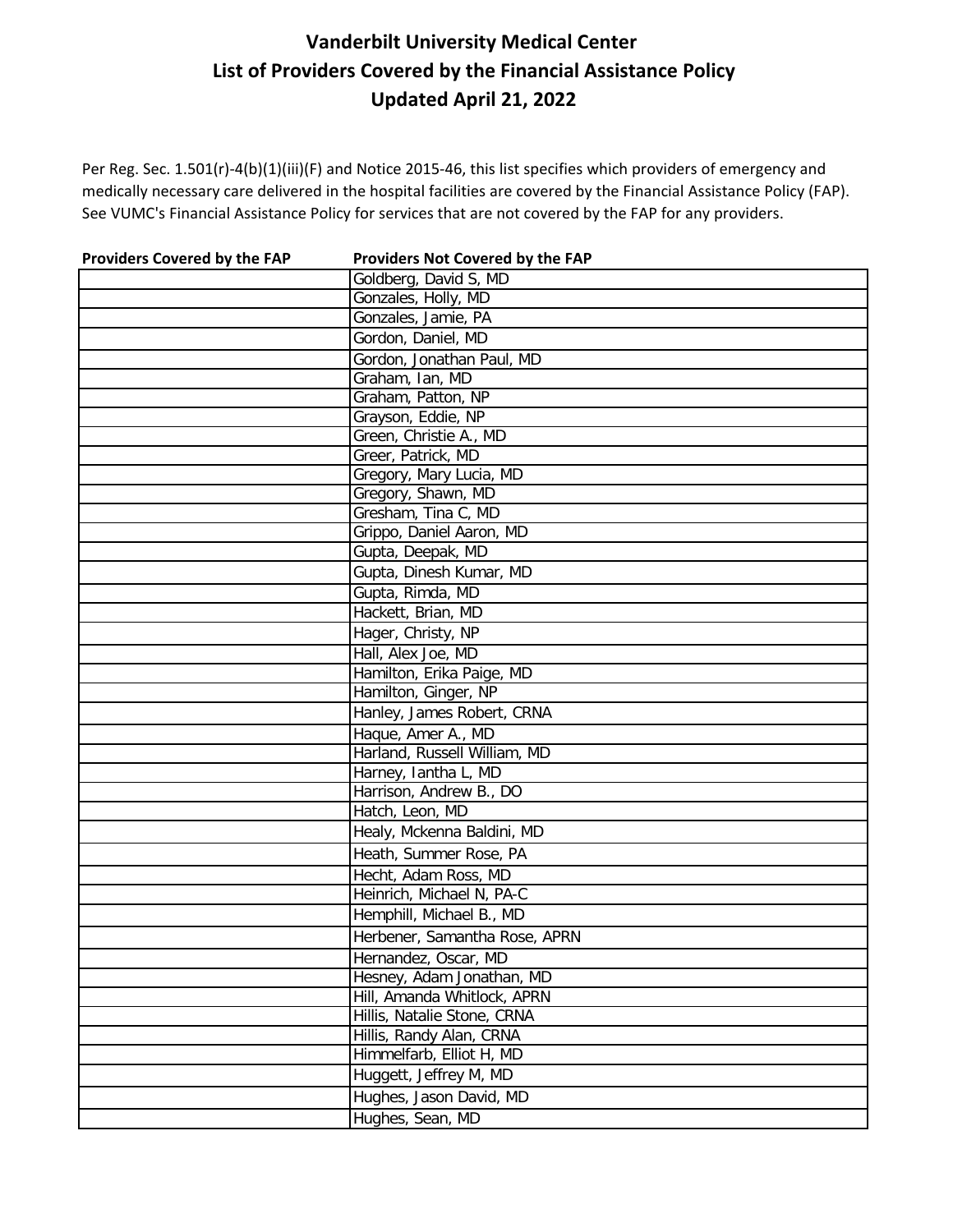# Vanderbilt University Medical Center
# List of Providers Covered by the Financial Assistance Policy
# Updated April 21, 2022

Per Reg. Sec. 1.501(r)-4(b)(1)(iii)(F) and Notice 2015-46, this list specifies which providers of emergency and medically necessary care delivered in the hospital facilities are covered by the Financial Assistance Policy (FAP). See VUMC's Financial Assistance Policy for services that are not covered by the FAP for any providers.

| Providers Covered by the FAP | Providers Not Covered by the FAP |
|---|---|
| | Goldberg, David S, MD |
| | Gonzales, Holly, MD |
| | Gonzales, Jamie, PA |
| | Gordon, Daniel, MD |
| | Gordon, Jonathan Paul, MD |
| | Graham, Ian, MD |
| | Graham, Patton, NP |
| | Grayson, Eddie, NP |
| | Green, Christie A., MD |
| | Greer, Patrick, MD |
| | Gregory, Mary Lucia, MD |
| | Gregory, Shawn, MD |
| | Gresham, Tina C, MD |
| | Grippo, Daniel Aaron, MD |
| | Gupta, Deepak, MD |
| | Gupta, Dinesh Kumar, MD |
| | Gupta, Rimda, MD |
| | Hackett, Brian, MD |
| | Hager, Christy, NP |
| | Hall, Alex Joe, MD |
| | Hamilton, Erika Paige, MD |
| | Hamilton, Ginger, NP |
| | Hanley, James Robert, CRNA |
| | Haque, Amer A., MD |
| | Harland, Russell William, MD |
| | Harney, Iantha L, MD |
| | Harrison, Andrew B., DO |
| | Hatch, Leon, MD |
| | Healy, Mckenna Baldini, MD |
| | Heath, Summer Rose, PA |
| | Hecht, Adam Ross, MD |
| | Heinrich, Michael N, PA-C |
| | Hemphill, Michael B., MD |
| | Herbener, Samantha Rose, APRN |
| | Hernandez, Oscar, MD |
| | Hesney, Adam Jonathan, MD |
| | Hill, Amanda Whitlock, APRN |
| | Hillis, Natalie Stone, CRNA |
| | Hillis, Randy Alan, CRNA |
| | Himmelfarb, Elliot H, MD |
| | Huggett, Jeffrey M, MD |
| | Hughes, Jason David, MD |
| | Hughes, Sean, MD |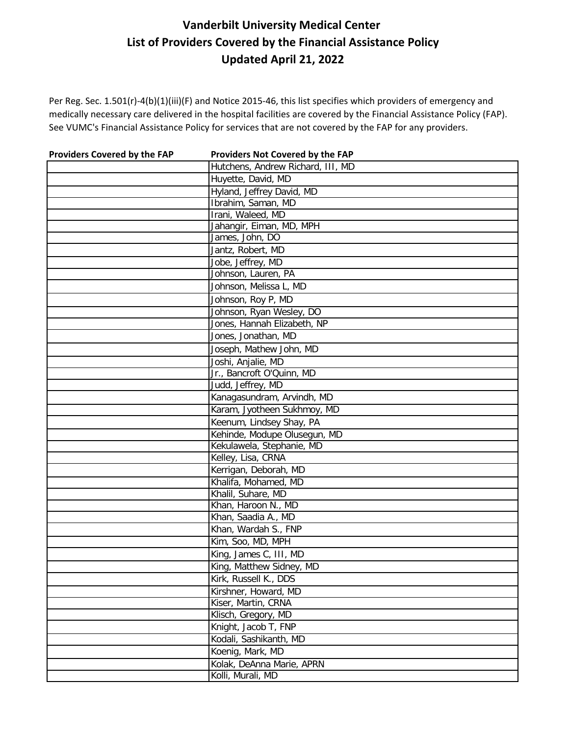# Vanderbilt University Medical Center
# List of Providers Covered by the Financial Assistance Policy
# Updated April 21, 2022

Per Reg. Sec. 1.501(r)-4(b)(1)(iii)(F) and Notice 2015-46, this list specifies which providers of emergency and medically necessary care delivered in the hospital facilities are covered by the Financial Assistance Policy (FAP). See VUMC's Financial Assistance Policy for services that are not covered by the FAP for any providers.

| Providers Covered by the FAP | Providers Not Covered by the FAP |
|---|---|
| | Hutchens, Andrew Richard, III, MD |
| | Huyette, David, MD |
| | Hyland, Jeffrey David, MD |
| | Ibrahim, Saman, MD |
| | Irani, Waleed, MD |
| | Jahangir, Eiman, MD, MPH |
| | James, John, DO |
| | Jantz, Robert, MD |
| | Jobe, Jeffrey, MD |
| | Johnson, Lauren, PA |
| | Johnson, Melissa L, MD |
| | Johnson, Roy P, MD |
| | Johnson, Ryan Wesley, DO |
| | Jones, Hannah Elizabeth, NP |
| | Jones, Jonathan, MD |
| | Joseph, Mathew John, MD |
| | Joshi, Anjalie, MD |
| | Jr., Bancroft O'Quinn, MD |
| | Judd, Jeffrey, MD |
| | Kanagasundram, Arvindh, MD |
| | Karam, Jyotheen Sukhmoy, MD |
| | Keenum, Lindsey Shay, PA |
| | Kehinde, Modupe Olusegun, MD |
| | Kekulawela, Stephanie, MD |
| | Kelley, Lisa, CRNA |
| | Kerrigan, Deborah, MD |
| | Khalifa, Mohamed, MD |
| | Khalil, Suhare, MD |
| | Khan, Haroon N., MD |
| | Khan, Saadia A., MD |
| | Khan, Wardah S., FNP |
| | Kim, Soo, MD, MPH |
| | King, James C, III, MD |
| | King, Matthew Sidney, MD |
| | Kirk, Russell K., DDS |
| | Kirshner, Howard, MD |
| | Kiser, Martin, CRNA |
| | Klisch, Gregory, MD |
| | Knight, Jacob T, FNP |
| | Kodali, Sashikanth, MD |
| | Koenig, Mark, MD |
| | Kolak, DeAnna Marie, APRN |
| | Kolli, Murali, MD |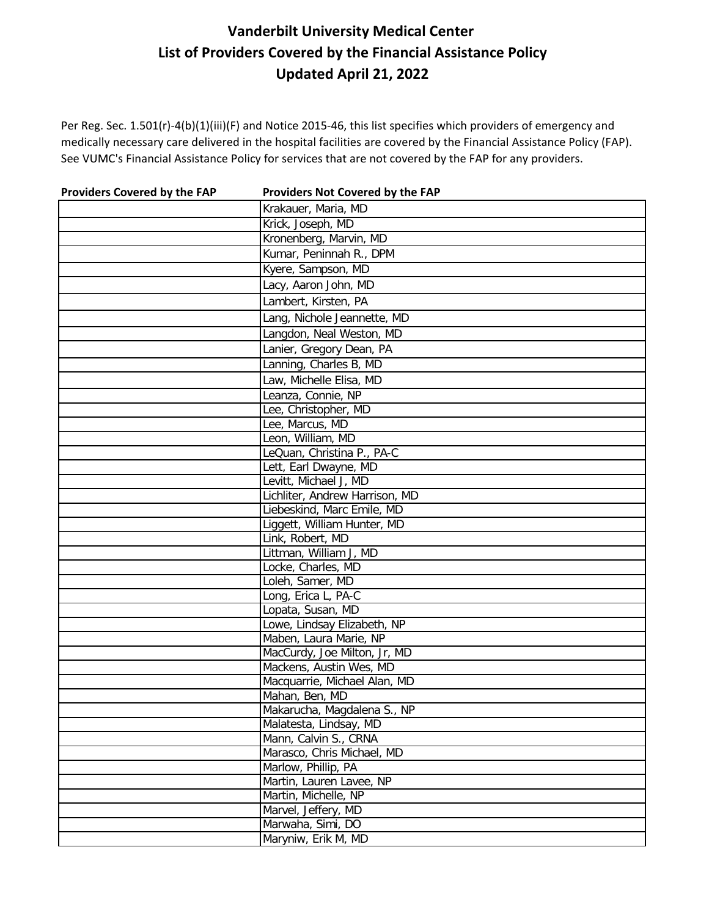# Vanderbilt University Medical Center
# List of Providers Covered by the Financial Assistance Policy
# Updated April 21, 2022

Per Reg. Sec. 1.501(r)-4(b)(1)(iii)(F) and Notice 2015-46, this list specifies which providers of emergency and medically necessary care delivered in the hospital facilities are covered by the Financial Assistance Policy (FAP). See VUMC's Financial Assistance Policy for services that are not covered by the FAP for any providers.

| Providers Covered by the FAP | Providers Not Covered by the FAP |
|---|---|
| | Krakauer, Maria, MD |
| | Krick, Joseph, MD |
| | Kronenberg, Marvin, MD |
| | Kumar, Peninnah R., DPM |
| | Kyere, Sampson, MD |
| | Lacy, Aaron John, MD |
| | Lambert, Kirsten, PA |
| | Lang, Nichole Jeannette, MD |
| | Langdon, Neal Weston, MD |
| | Lanier, Gregory Dean, PA |
| | Lanning, Charles B, MD |
| | Law, Michelle Elisa, MD |
| | Leanza, Connie, NP |
| | Lee, Christopher, MD |
| | Lee, Marcus, MD |
| | Leon, William, MD |
| | LeQuan, Christina P., PA-C |
| | Lett, Earl Dwayne, MD |
| | Levitt, Michael J, MD |
| | Lichliter, Andrew Harrison, MD |
| | Liebeskind, Marc Emile, MD |
| | Liggett, William Hunter, MD |
| | Link, Robert, MD |
| | Littman, William J, MD |
| | Locke, Charles, MD |
| | Loleh, Samer, MD |
| | Long, Erica L, PA-C |
| | Lopata, Susan, MD |
| | Lowe, Lindsay Elizabeth, NP |
| | Maben, Laura Marie, NP |
| | MacCurdy, Joe Milton, Jr, MD |
| | Mackens, Austin Wes, MD |
| | Macquarrie, Michael Alan, MD |
| | Mahan, Ben, MD |
| | Makarucha, Magdalena S., NP |
| | Malatesta, Lindsay, MD |
| | Mann, Calvin S., CRNA |
| | Marasco, Chris Michael, MD |
| | Marlow, Phillip, PA |
| | Martin, Lauren Lavee, NP |
| | Martin, Michelle, NP |
| | Marvel, Jeffery, MD |
| | Marwaha, Simi, DO |
| | Maryniw, Erik M, MD |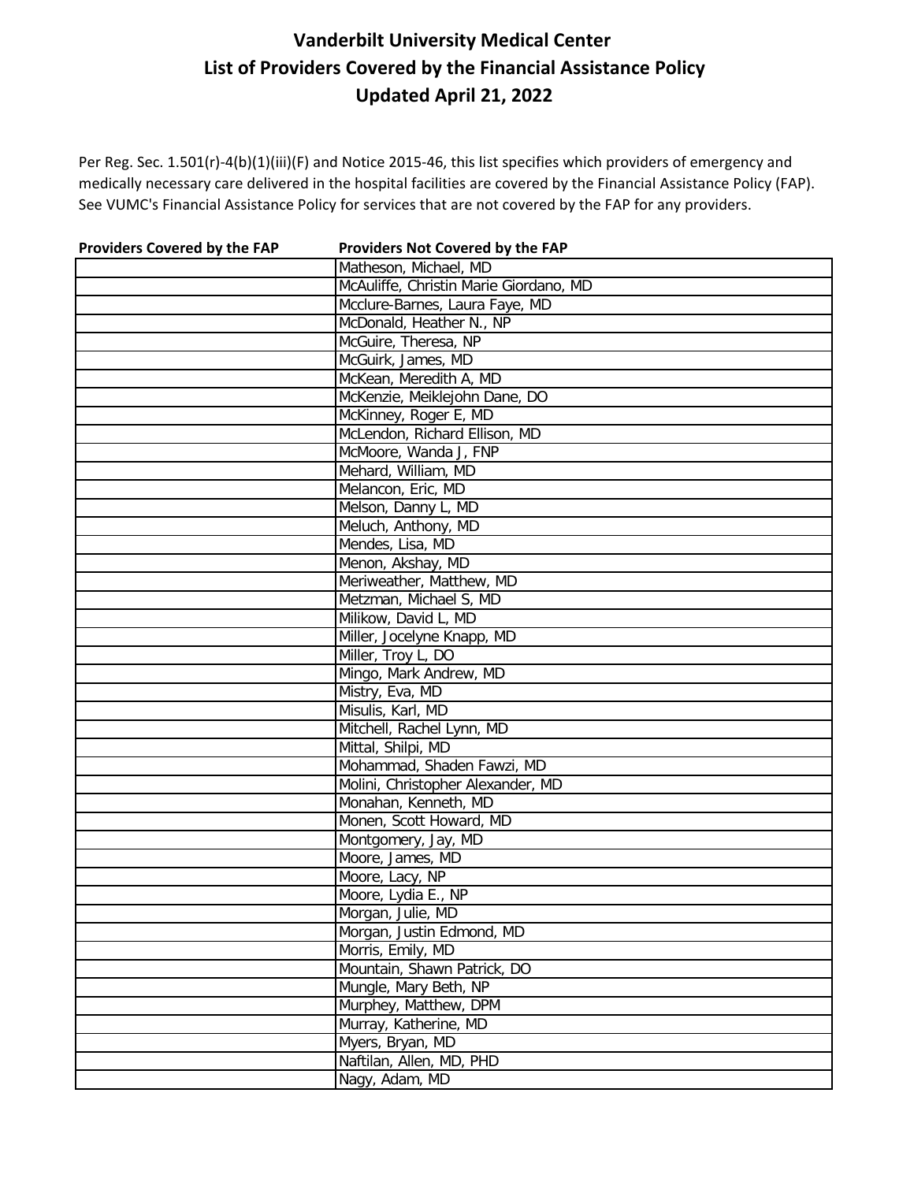# Vanderbilt University Medical Center
# List of Providers Covered by the Financial Assistance Policy
# Updated April 21, 2022

Per Reg. Sec. 1.501(r)-4(b)(1)(iii)(F) and Notice 2015-46, this list specifies which providers of emergency and medically necessary care delivered in the hospital facilities are covered by the Financial Assistance Policy (FAP). See VUMC's Financial Assistance Policy for services that are not covered by the FAP for any providers.

| Providers Covered by the FAP | Providers Not Covered by the FAP |
|---|---|
| | Matheson, Michael, MD |
| | McAuliffe, Christin Marie Giordano, MD |
| | Mcclure-Barnes, Laura Faye, MD |
| | McDonald, Heather N., NP |
| | McGuire, Theresa, NP |
| | McGuirk, James, MD |
| | McKean, Meredith A, MD |
| | McKenzie, Meiklejohn Dane, DO |
| | McKinney, Roger E, MD |
| | McLendon, Richard Ellison, MD |
| | McMoore, Wanda J, FNP |
| | Mehard, William, MD |
| | Melancon, Eric, MD |
| | Melson, Danny L, MD |
| | Meluch, Anthony, MD |
| | Mendes, Lisa, MD |
| | Menon, Akshay, MD |
| | Meriweather, Matthew, MD |
| | Metzman, Michael S, MD |
| | Milikow, David L, MD |
| | Miller, Jocelyne Knapp, MD |
| | Miller, Troy L, DO |
| | Mingo, Mark Andrew, MD |
| | Mistry, Eva, MD |
| | Misulis, Karl, MD |
| | Mitchell, Rachel Lynn, MD |
| | Mittal, Shilpi, MD |
| | Mohammad, Shaden Fawzi, MD |
| | Molini, Christopher Alexander, MD |
| | Monahan, Kenneth, MD |
| | Monen, Scott Howard, MD |
| | Montgomery, Jay, MD |
| | Moore, James, MD |
| | Moore, Lacy, NP |
| | Moore, Lydia E., NP |
| | Morgan, Julie, MD |
| | Morgan, Justin Edmond, MD |
| | Morris, Emily, MD |
| | Mountain, Shawn Patrick, DO |
| | Mungle, Mary Beth, NP |
| | Murphey, Matthew, DPM |
| | Murray, Katherine, MD |
| | Myers, Bryan, MD |
| | Naftilan, Allen, MD, PHD |
| | Nagy, Adam, MD |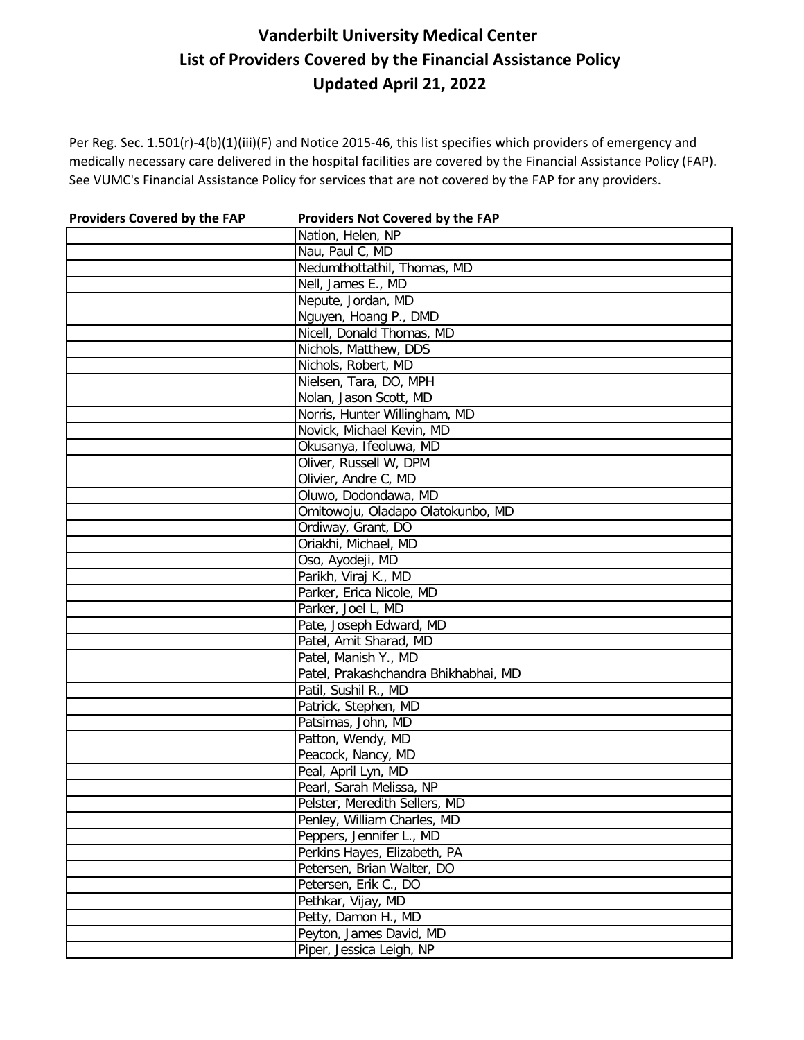# Vanderbilt University Medical Center
## List of Providers Covered by the Financial Assistance Policy
### Updated April 21, 2022

Per Reg. Sec. 1.501(r)-4(b)(1)(iii)(F) and Notice 2015-46, this list specifies which providers of emergency and medically necessary care delivered in the hospital facilities are covered by the Financial Assistance Policy (FAP). See VUMC's Financial Assistance Policy for services that are not covered by the FAP for any providers.

| Providers Covered by the FAP | Providers Not Covered by the FAP |
|---|---|
| | Nation, Helen, NP |
| | Nau, Paul C, MD |
| | Nedumthottathil, Thomas, MD |
| | Nell, James E., MD |
| | Nepute, Jordan, MD |
| | Nguyen, Hoang P., DMD |
| | Nicell, Donald Thomas, MD |
| | Nichols, Matthew, DDS |
| | Nichols, Robert, MD |
| | Nielsen, Tara, DO, MPH |
| | Nolan, Jason Scott, MD |
| | Norris, Hunter Willingham, MD |
| | Novick, Michael Kevin, MD |
| | Okusanya, Ifeoluwa, MD |
| | Oliver, Russell W, DPM |
| | Olivier, Andre C, MD |
| | Oluwo, Dodondawa, MD |
| | Omitowoju, Oladapo Olatokunbo, MD |
| | Ordiway, Grant, DO |
| | Oriakhi, Michael, MD |
| | Oso, Ayodeji, MD |
| | Parikh, Viraj K., MD |
| | Parker, Erica Nicole, MD |
| | Parker, Joel L, MD |
| | Pate, Joseph Edward, MD |
| | Patel, Amit Sharad, MD |
| | Patel, Manish Y., MD |
| | Patel, Prakashchandra Bhikhabhai, MD |
| | Patil, Sushil R., MD |
| | Patrick, Stephen, MD |
| | Patsimas, John, MD |
| | Patton, Wendy, MD |
| | Peacock, Nancy, MD |
| | Peal, April Lyn, MD |
| | Pearl, Sarah Melissa, NP |
| | Pelster, Meredith Sellers, MD |
| | Penley, William Charles, MD |
| | Peppers, Jennifer L., MD |
| | Perkins Hayes, Elizabeth, PA |
| | Petersen, Brian Walter, DO |
| | Petersen, Erik C., DO |
| | Pethkar, Vijay, MD |
| | Petty, Damon H., MD |
| | Peyton, James David, MD |
| | Piper, Jessica Leigh, NP |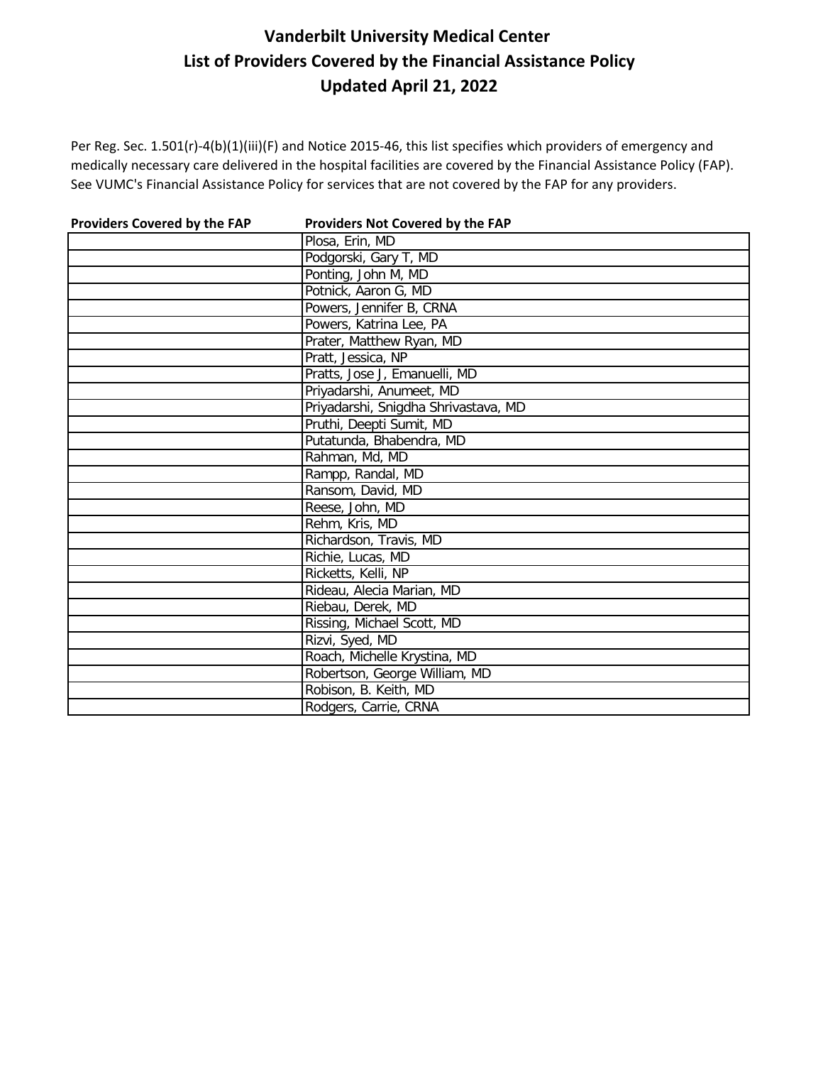# Vanderbilt University Medical Center
# List of Providers Covered by the Financial Assistance Policy
# Updated April 21, 2022

Per Reg. Sec. 1.501(r)-4(b)(1)(iii)(F) and Notice 2015-46, this list specifies which providers of emergency and medically necessary care delivered in the hospital facilities are covered by the Financial Assistance Policy (FAP). See VUMC's Financial Assistance Policy for services that are not covered by the FAP for any providers.

| Providers Covered by the FAP | Providers Not Covered by the FAP |
|---|---|
| | Plosa, Erin, MD |
| | Podgorski, Gary T, MD |
| | Ponting, John M, MD |
| | Potnick, Aaron G, MD |
| | Powers, Jennifer B, CRNA |
| | Powers, Katrina Lee, PA |
| | Prater, Matthew Ryan, MD |
| | Pratt, Jessica, NP |
| | Pratts, Jose J, Emanuelli, MD |
| | Priyadarshi, Anumeet, MD |
| | Priyadarshi, Snigdha Shrivastava, MD |
| | Pruthi, Deepti Sumit, MD |
| | Putatunda, Bhabendra, MD |
| | Rahman, Md, MD |
| | Rampp, Randal, MD |
| | Ransom, David, MD |
| | Reese, John, MD |
| | Rehm, Kris, MD |
| | Richardson, Travis, MD |
| | Richie, Lucas, MD |
| | Ricketts, Kelli, NP |
| | Rideau, Alecia Marian, MD |
| | Riebau, Derek, MD |
| | Rissing, Michael Scott, MD |
| | Rizvi, Syed, MD |
| | Roach, Michelle Krystina, MD |
| | Robertson, George William, MD |
| | Robison, B. Keith, MD |
| | Rodgers, Carrie, CRNA |